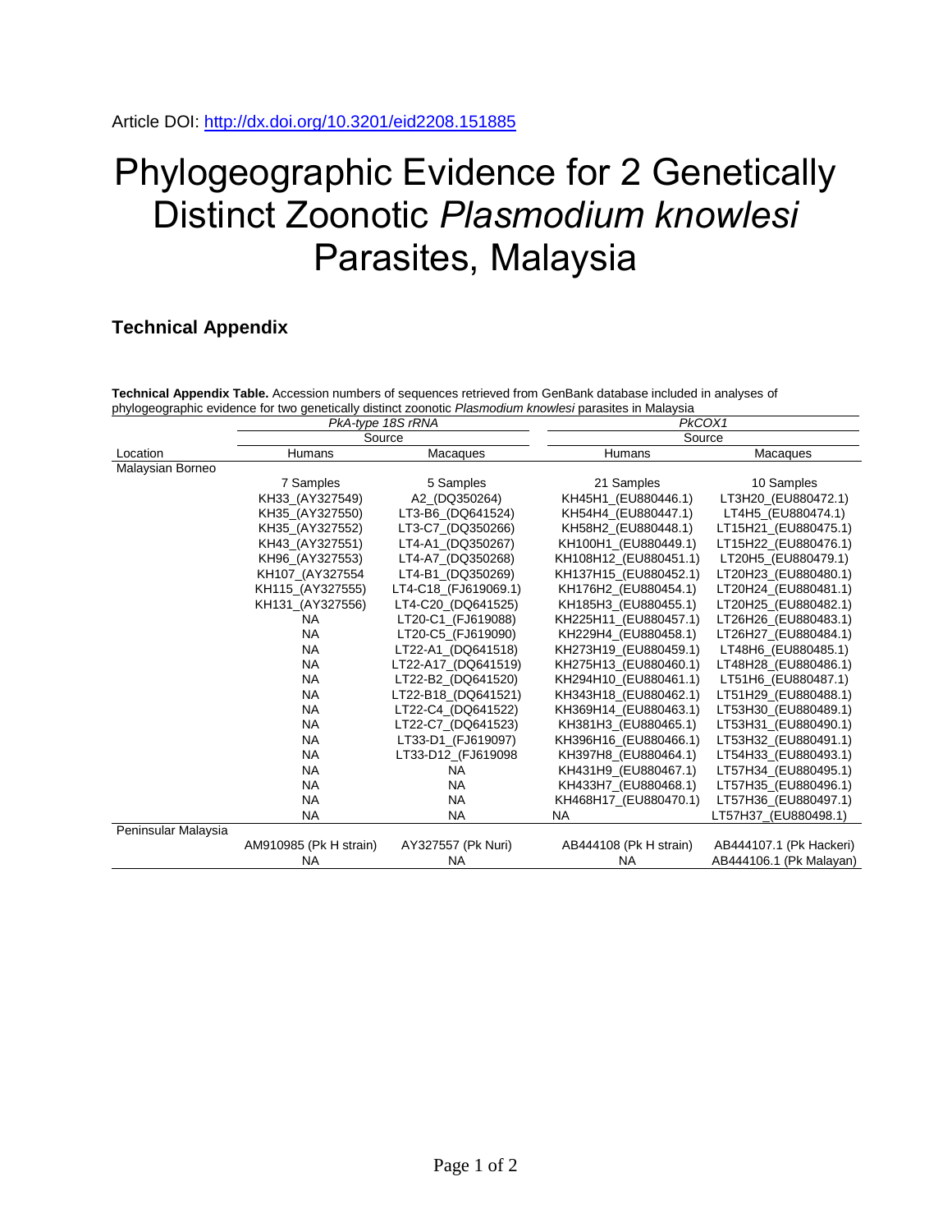Article DOI: http://dx.doi.org/10.3201/eid2208.151885

# Phylogeographic Evidence for 2 Genetically Distinct Zoonotic *Plasmodium knowlesi* Parasites, Malaysia

## Technical Appendix

**Technical Appendix Table.** Accession numbers of sequences retrieved from GenBank database included in analyses of phylogeographic evidence for two genetically distinct zoonotic *Plasmodium knowlesi* parasites in Malaysia

| | *PkA-type 18S rRNA* | | *PkCOX1* | |
|---|---|---|---|---|
| | Source | | Source | |
| Location | Humans | Macaques | Humans | Macaques |
| Malaysian Borneo | | | | |
| | 7 Samples | 5 Samples | 21 Samples | 10 Samples |
| | KH33_(AY327549) | A2_(DQ350264) | KH45H1_(EU880446.1) | LT3H20_(EU880472.1) |
| | KH35_(AY327550) | LT3-B6_(DQ641524) | KH54H4_(EU880447.1) | LT4H5_(EU880474.1) |
| | KH35_(AY327552) | LT3-C7_(DQ350266) | KH58H2_(EU880448.1) | LT15H21_(EU880475.1) |
| | KH43_(AY327551) | LT4-A1_(DQ350267) | KH100H1_(EU880449.1) | LT15H22_(EU880476.1) |
| | KH96_(AY327553) | LT4-A7_(DQ350268) | KH108H12_(EU880451.1) | LT20H5_(EU880479.1) |
| | KH107_(AY327554 | LT4-B1_(DQ350269) | KH137H15_(EU880452.1) | LT20H23_(EU880480.1) |
| | KH115_(AY327555) | LT4-C18_(FJ619069.1) | KH176H2_(EU880454.1) | LT20H24_(EU880481.1) |
| | KH131_(AY327556) | LT4-C20_(DQ641525) | KH185H3_(EU880455.1) | LT20H25_(EU880482.1) |
| | NA | LT20-C1_(FJ619088) | KH225H11_(EU880457.1) | LT26H26_(EU880483.1) |
| | NA | LT20-C5_(FJ619090) | KH229H4_(EU880458.1) | LT26H27_(EU880484.1) |
| | NA | LT22-A1_(DQ641518) | KH273H19_(EU880459.1) | LT48H6_(EU880485.1) |
| | NA | LT22-A17_(DQ641519) | KH275H13_(EU880460.1) | LT48H28_(EU880486.1) |
| | NA | LT22-B2_(DQ641520) | KH294H10_(EU880461.1) | LT51H6_(EU880487.1) |
| | NA | LT22-B18_(DQ641521) | KH343H18_(EU880462.1) | LT51H29_(EU880488.1) |
| | NA | LT22-C4_(DQ641522) | KH369H14_(EU880463.1) | LT53H30_(EU880489.1) |
| | NA | LT22-C7_(DQ641523) | KH381H3_(EU880465.1) | LT53H31_(EU880490.1) |
| | NA | LT33-D1_(FJ619097) | KH396H16_(EU880466.1) | LT53H32_(EU880491.1) |
| | NA | LT33-D12_(FJ619098 | KH397H8_(EU880464.1) | LT54H33_(EU880493.1) |
| | NA | NA | KH431H9_(EU880467.1) | LT57H34_(EU880495.1) |
| | NA | NA | KH433H7_(EU880468.1) | LT57H35_(EU880496.1) |
| | NA | NA | KH468H17_(EU880470.1) | LT57H36_(EU880497.1) |
| | NA | NA | NA | LT57H37_(EU880498.1) |
| Peninsular Malaysia | | | | |
| | AM910985 (Pk H strain) | AY327557 (Pk Nuri) | AB444108 (Pk H strain) | AB444107.1 (Pk Hackeri) |
| | NA | NA | NA | AB444106.1 (Pk Malayan) |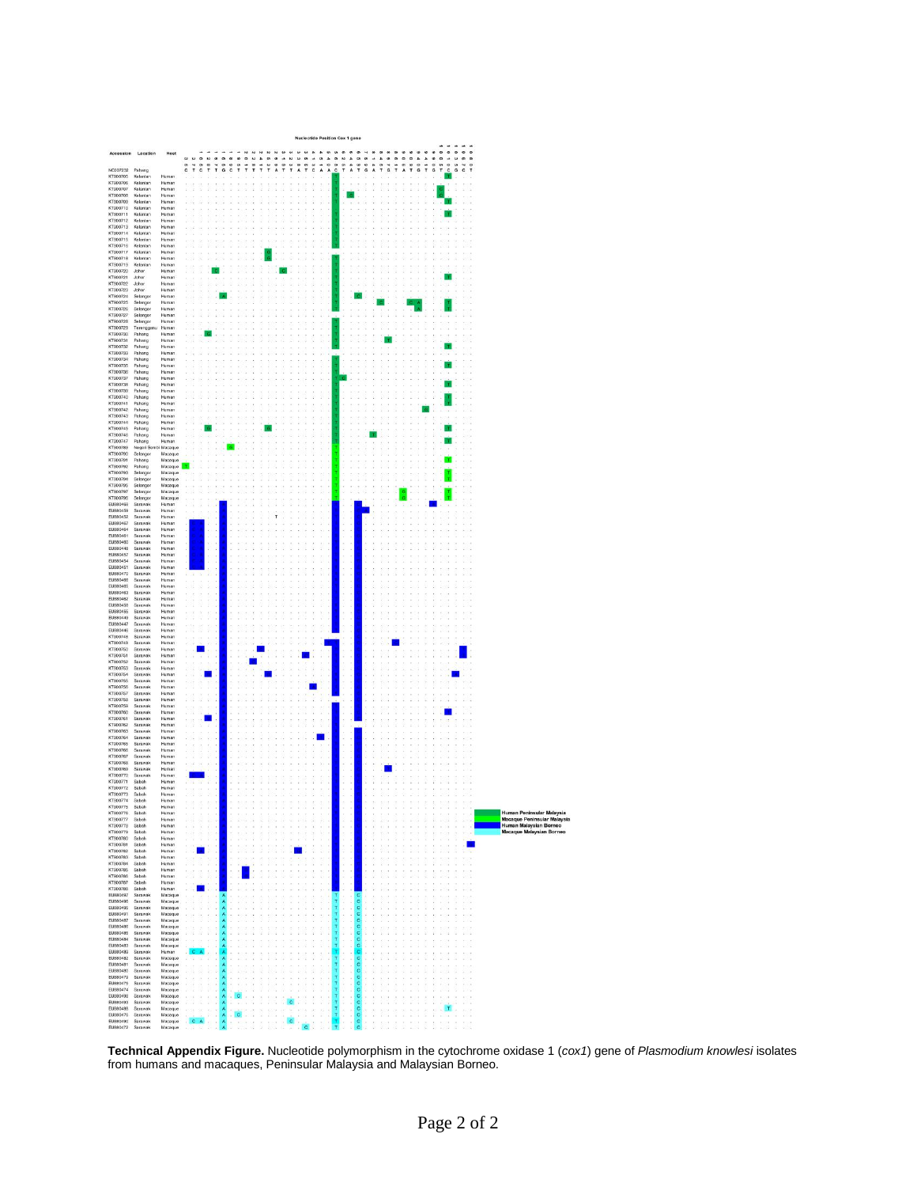**Technical Appendix Figure.** Nucleotide polymorphism in the cytochrome oxidase 1 (*cox1*) gene of *Plasmodium knowlesi* isolates from humans and macaques, Peninsular Malaysia and Malaysian Borneo.